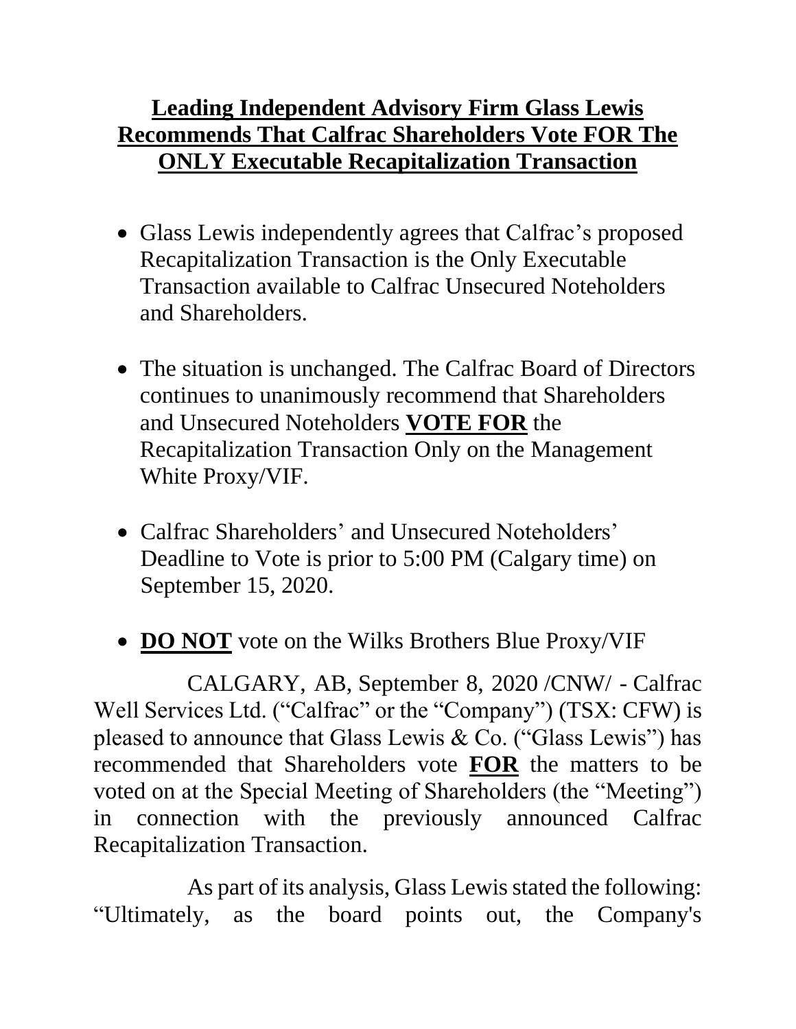# Leading Independent Advisory Firm Glass Lewis Recommends That Calfrac Shareholders Vote FOR The ONLY Executable Recapitalization Transaction

- Glass Lewis independently agrees that Calfrac's proposed Recapitalization Transaction is the Only Executable Transaction available to Calfrac Unsecured Noteholders and Shareholders.

- The situation is unchanged. The Calfrac Board of Directors continues to unanimously recommend that Shareholders and Unsecured Noteholders **VOTE FOR** the Recapitalization Transaction Only on the Management White Proxy/VIF.

- Calfrac Shareholders' and Unsecured Noteholders' Deadline to Vote is prior to 5:00 PM (Calgary time) on September 15, 2020.

- **DO NOT** vote on the Wilks Brothers Blue Proxy/VIF

CALGARY, AB, September 8, 2020 /CNW/ - Calfrac Well Services Ltd. ("Calfrac" or the "Company") (TSX: CFW) is pleased to announce that Glass Lewis & Co. ("Glass Lewis") has recommended that Shareholders vote **FOR** the matters to be voted on at the Special Meeting of Shareholders (the "Meeting") in connection with the previously announced Calfrac Recapitalization Transaction.

As part of its analysis, Glass Lewis stated the following: "Ultimately, as the board points out, the Company's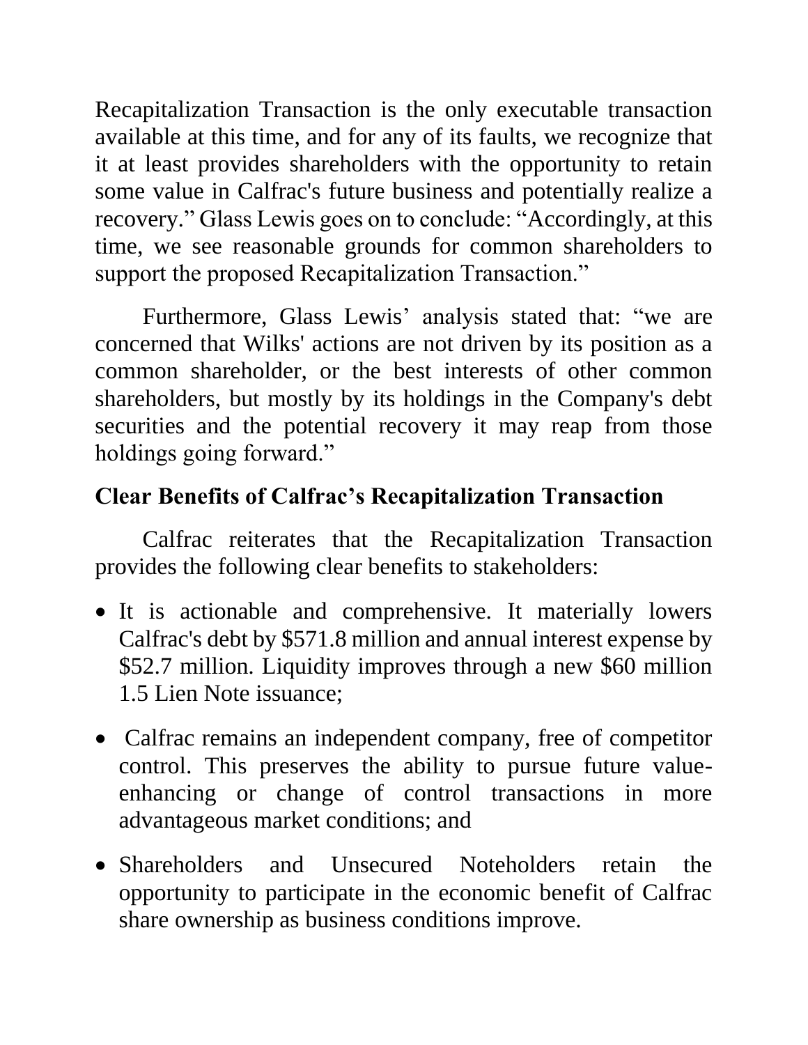Recapitalization Transaction is the only executable transaction available at this time, and for any of its faults, we recognize that it at least provides shareholders with the opportunity to retain some value in Calfrac's future business and potentially realize a recovery." Glass Lewis goes on to conclude: "Accordingly, at this time, we see reasonable grounds for common shareholders to support the proposed Recapitalization Transaction."

Furthermore, Glass Lewis' analysis stated that: "we are concerned that Wilks' actions are not driven by its position as a common shareholder, or the best interests of other common shareholders, but mostly by its holdings in the Company's debt securities and the potential recovery it may reap from those holdings going forward."

## Clear Benefits of Calfrac's Recapitalization Transaction

Calfrac reiterates that the Recapitalization Transaction provides the following clear benefits to stakeholders:

- It is actionable and comprehensive. It materially lowers Calfrac's debt by $571.8 million and annual interest expense by $52.7 million. Liquidity improves through a new $60 million 1.5 Lien Note issuance;
- Calfrac remains an independent company, free of competitor control. This preserves the ability to pursue future value-enhancing or change of control transactions in more advantageous market conditions; and
- Shareholders and Unsecured Noteholders retain the opportunity to participate in the economic benefit of Calfrac share ownership as business conditions improve.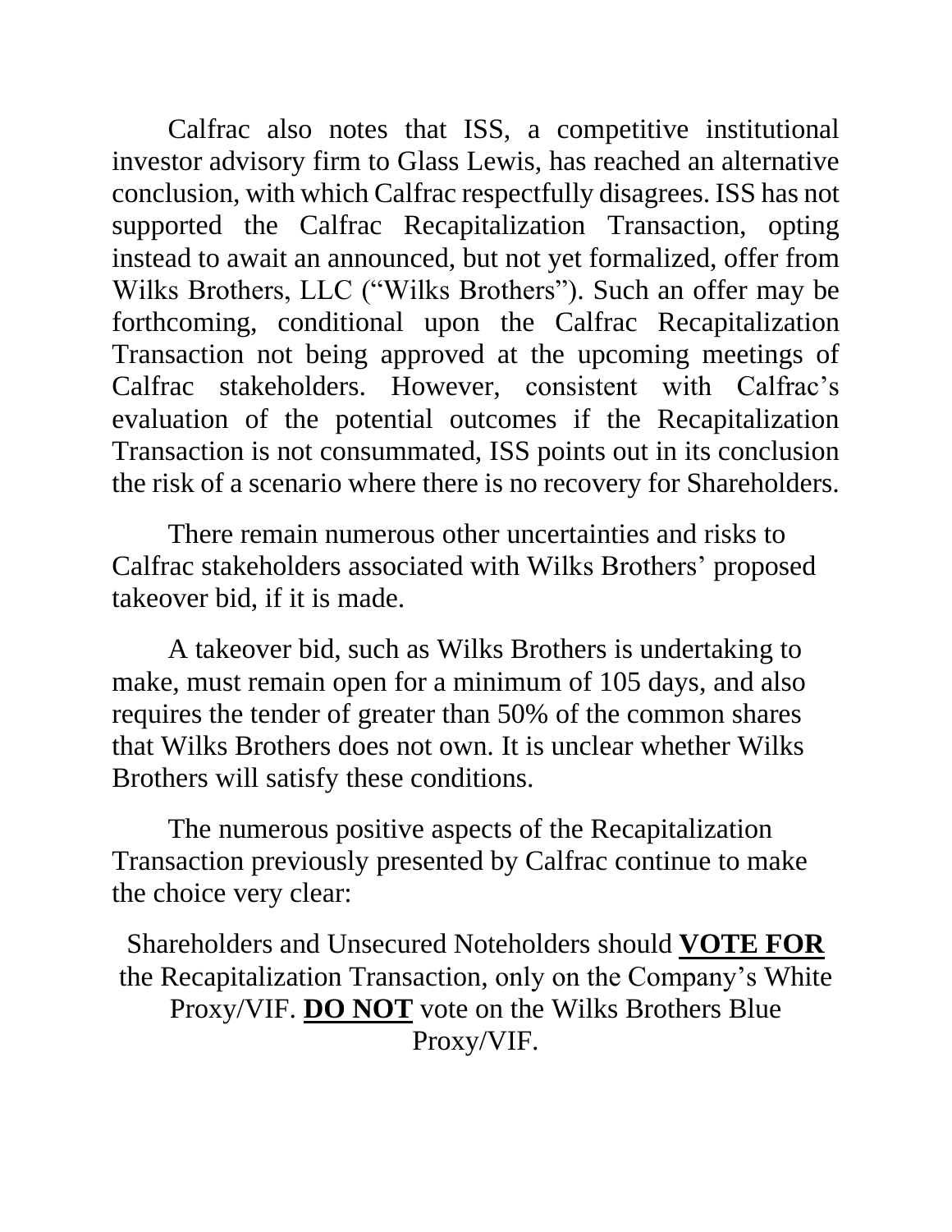Calfrac also notes that ISS, a competitive institutional investor advisory firm to Glass Lewis, has reached an alternative conclusion, with which Calfrac respectfully disagrees. ISS has not supported the Calfrac Recapitalization Transaction, opting instead to await an announced, but not yet formalized, offer from Wilks Brothers, LLC ("Wilks Brothers"). Such an offer may be forthcoming, conditional upon the Calfrac Recapitalization Transaction not being approved at the upcoming meetings of Calfrac stakeholders. However, consistent with Calfrac's evaluation of the potential outcomes if the Recapitalization Transaction is not consummated, ISS points out in its conclusion the risk of a scenario where there is no recovery for Shareholders.

There remain numerous other uncertainties and risks to Calfrac stakeholders associated with Wilks Brothers' proposed takeover bid, if it is made.

A takeover bid, such as Wilks Brothers is undertaking to make, must remain open for a minimum of 105 days, and also requires the tender of greater than 50% of the common shares that Wilks Brothers does not own. It is unclear whether Wilks Brothers will satisfy these conditions.

The numerous positive aspects of the Recapitalization Transaction previously presented by Calfrac continue to make the choice very clear:

Shareholders and Unsecured Noteholders should **VOTE FOR** the Recapitalization Transaction, only on the Company's White Proxy/VIF. **DO NOT** vote on the Wilks Brothers Blue Proxy/VIF.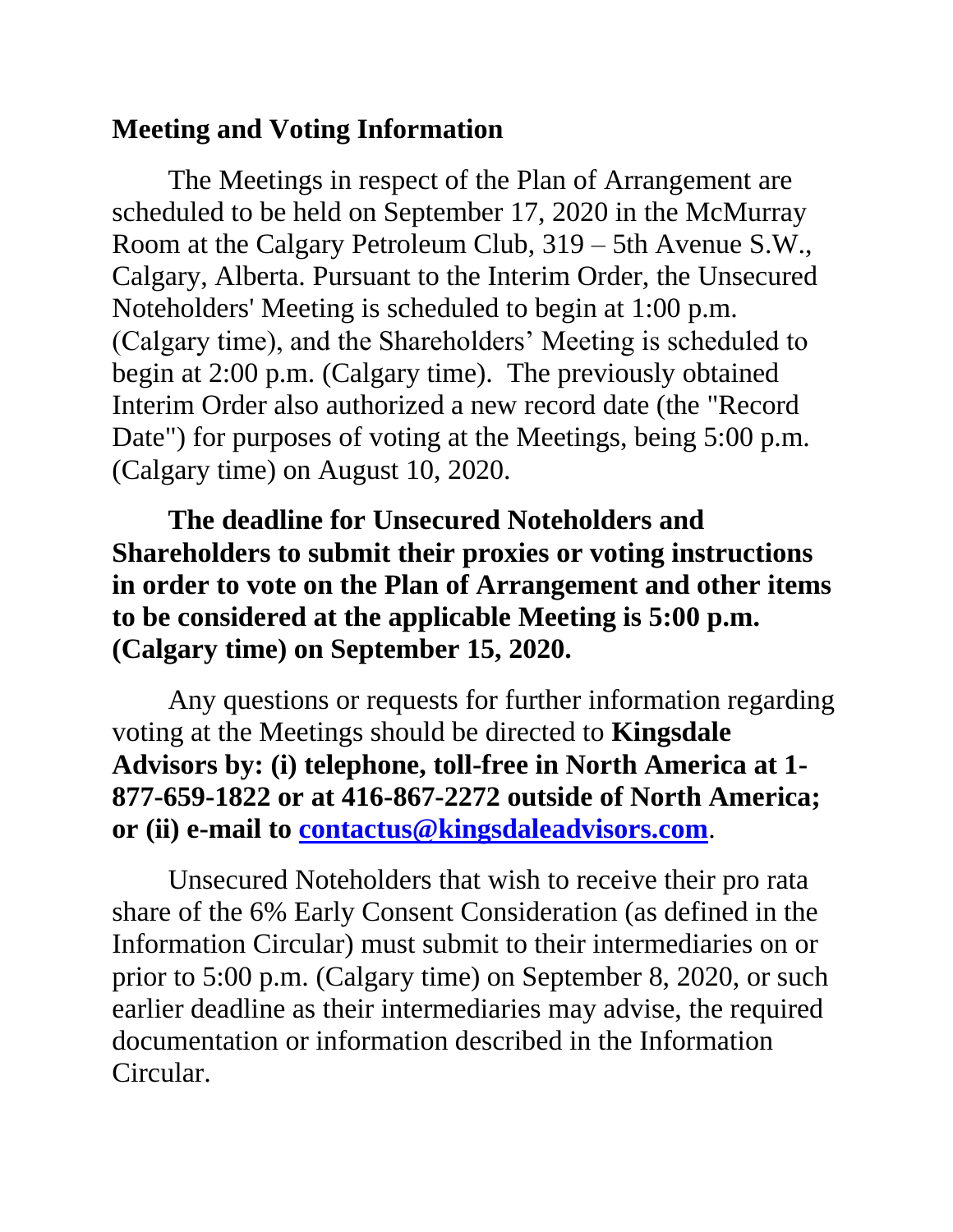## Meeting and Voting Information

The Meetings in respect of the Plan of Arrangement are scheduled to be held on September 17, 2020 in the McMurray Room at the Calgary Petroleum Club, 319 – 5th Avenue S.W., Calgary, Alberta. Pursuant to the Interim Order, the Unsecured Noteholders' Meeting is scheduled to begin at 1:00 p.m. (Calgary time), and the Shareholders' Meeting is scheduled to begin at 2:00 p.m. (Calgary time). The previously obtained Interim Order also authorized a new record date (the "Record Date") for purposes of voting at the Meetings, being 5:00 p.m. (Calgary time) on August 10, 2020.

**The deadline for Unsecured Noteholders and Shareholders to submit their proxies or voting instructions in order to vote on the Plan of Arrangement and other items to be considered at the applicable Meeting is 5:00 p.m. (Calgary time) on September 15, 2020.**

Any questions or requests for further information regarding voting at the Meetings should be directed to **Kingsdale Advisors by: (i) telephone, toll-free in North America at 1-877-659-1822 or at 416-867-2272 outside of North America; or (ii) e-mail to [contactus@kingsdaleadvisors.com](mailto:contactus@kingsdaleadvisors.com)**.

Unsecured Noteholders that wish to receive their pro rata share of the 6% Early Consent Consideration (as defined in the Information Circular) must submit to their intermediaries on or prior to 5:00 p.m. (Calgary time) on September 8, 2020, or such earlier deadline as their intermediaries may advise, the required documentation or information described in the Information Circular.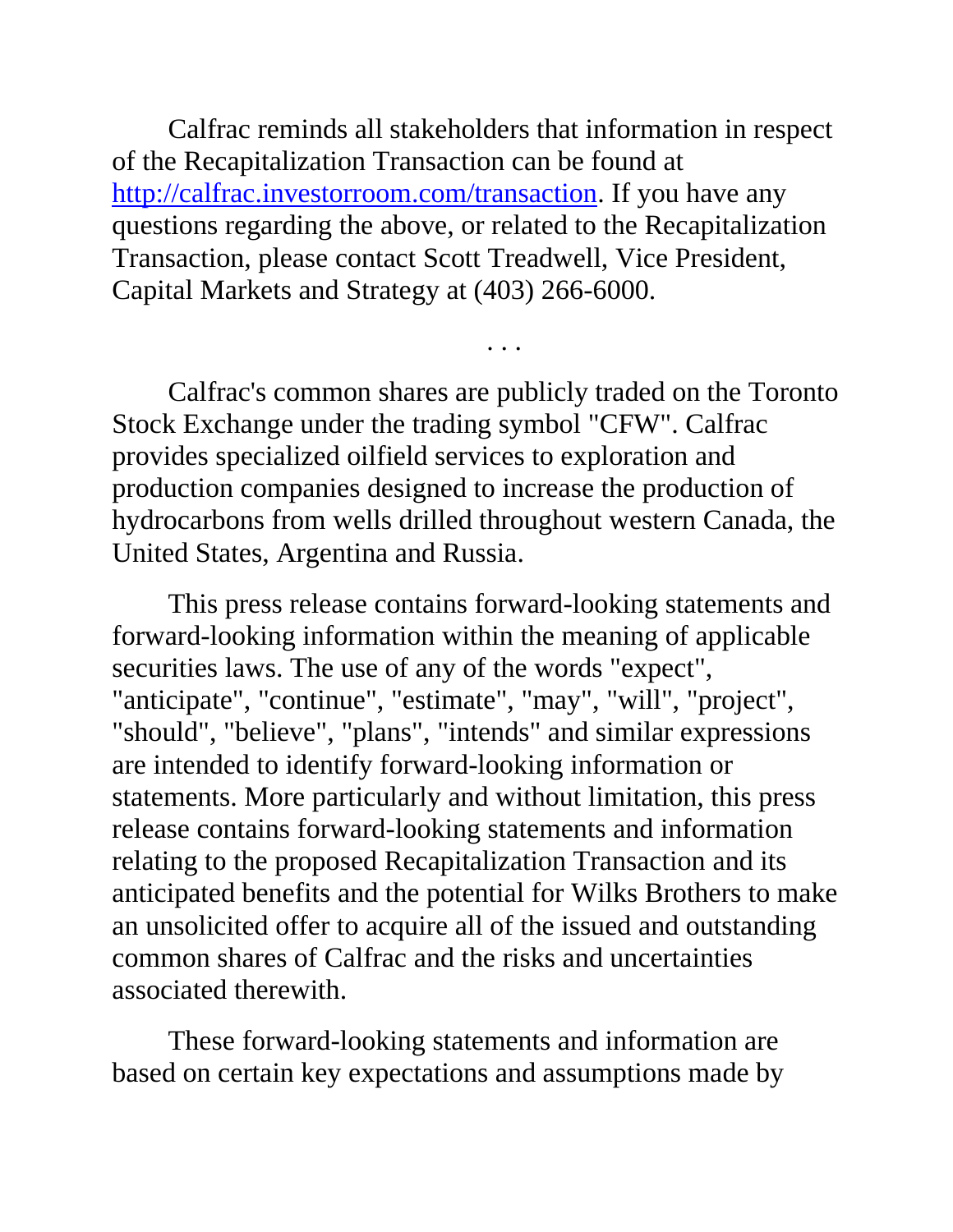Calfrac reminds all stakeholders that information in respect of the Recapitalization Transaction can be found at [http://calfrac.investorroom.com/transaction](http://calfrac.investorroom.com/transaction). If you have any questions regarding the above, or related to the Recapitalization Transaction, please contact Scott Treadwell, Vice President, Capital Markets and Strategy at (403) 266-6000.

. . .

Calfrac's common shares are publicly traded on the Toronto Stock Exchange under the trading symbol "CFW". Calfrac provides specialized oilfield services to exploration and production companies designed to increase the production of hydrocarbons from wells drilled throughout western Canada, the United States, Argentina and Russia.

This press release contains forward-looking statements and forward-looking information within the meaning of applicable securities laws. The use of any of the words "expect", "anticipate", "continue", "estimate", "may", "will", "project", "should", "believe", "plans", "intends" and similar expressions are intended to identify forward-looking information or statements. More particularly and without limitation, this press release contains forward-looking statements and information relating to the proposed Recapitalization Transaction and its anticipated benefits and the potential for Wilks Brothers to make an unsolicited offer to acquire all of the issued and outstanding common shares of Calfrac and the risks and uncertainties associated therewith.

These forward-looking statements and information are based on certain key expectations and assumptions made by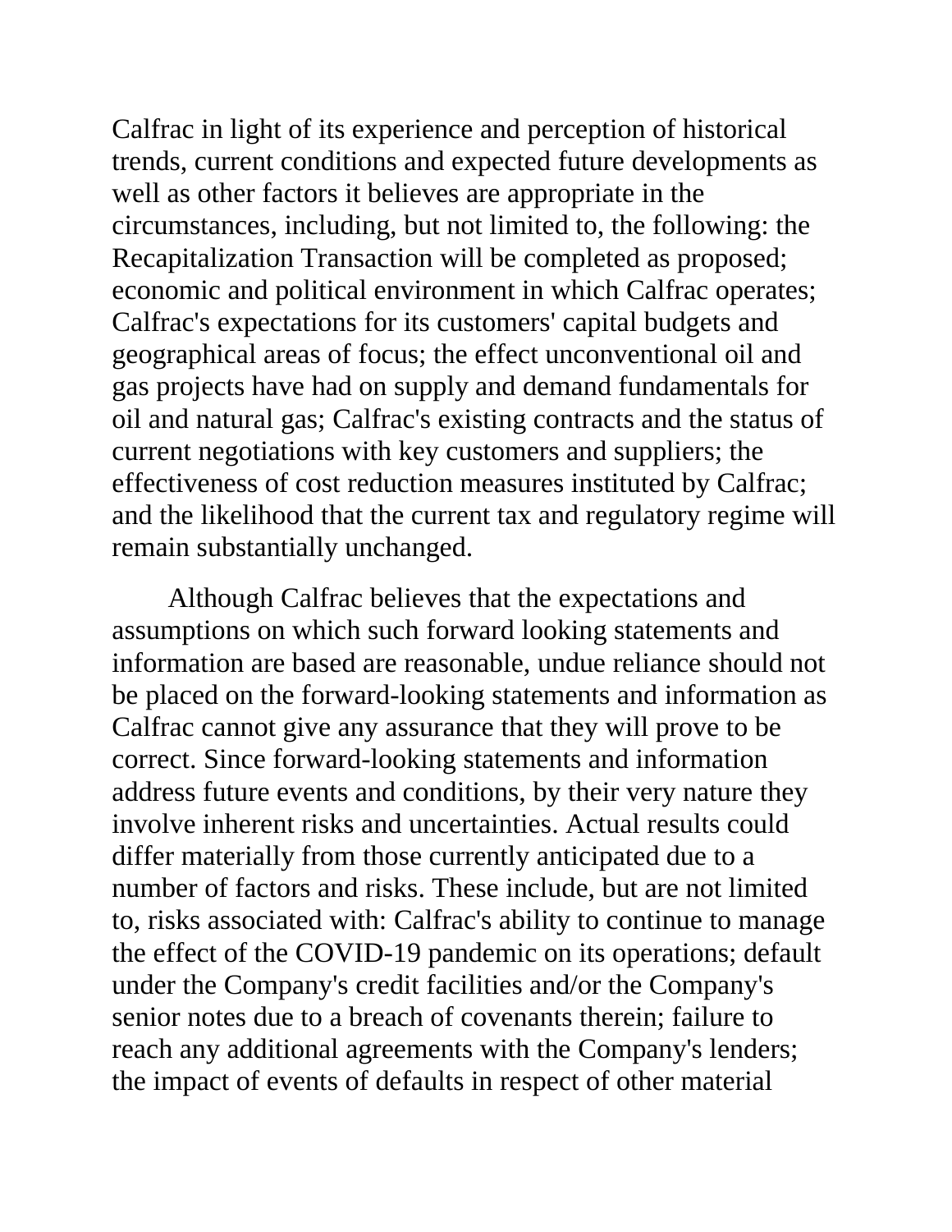Calfrac in light of its experience and perception of historical trends, current conditions and expected future developments as well as other factors it believes are appropriate in the circumstances, including, but not limited to, the following: the Recapitalization Transaction will be completed as proposed; economic and political environment in which Calfrac operates; Calfrac's expectations for its customers' capital budgets and geographical areas of focus; the effect unconventional oil and gas projects have had on supply and demand fundamentals for oil and natural gas; Calfrac's existing contracts and the status of current negotiations with key customers and suppliers; the effectiveness of cost reduction measures instituted by Calfrac; and the likelihood that the current tax and regulatory regime will remain substantially unchanged.

Although Calfrac believes that the expectations and assumptions on which such forward looking statements and information are based are reasonable, undue reliance should not be placed on the forward-looking statements and information as Calfrac cannot give any assurance that they will prove to be correct. Since forward-looking statements and information address future events and conditions, by their very nature they involve inherent risks and uncertainties. Actual results could differ materially from those currently anticipated due to a number of factors and risks. These include, but are not limited to, risks associated with: Calfrac's ability to continue to manage the effect of the COVID-19 pandemic on its operations; default under the Company's credit facilities and/or the Company's senior notes due to a breach of covenants therein; failure to reach any additional agreements with the Company's lenders; the impact of events of defaults in respect of other material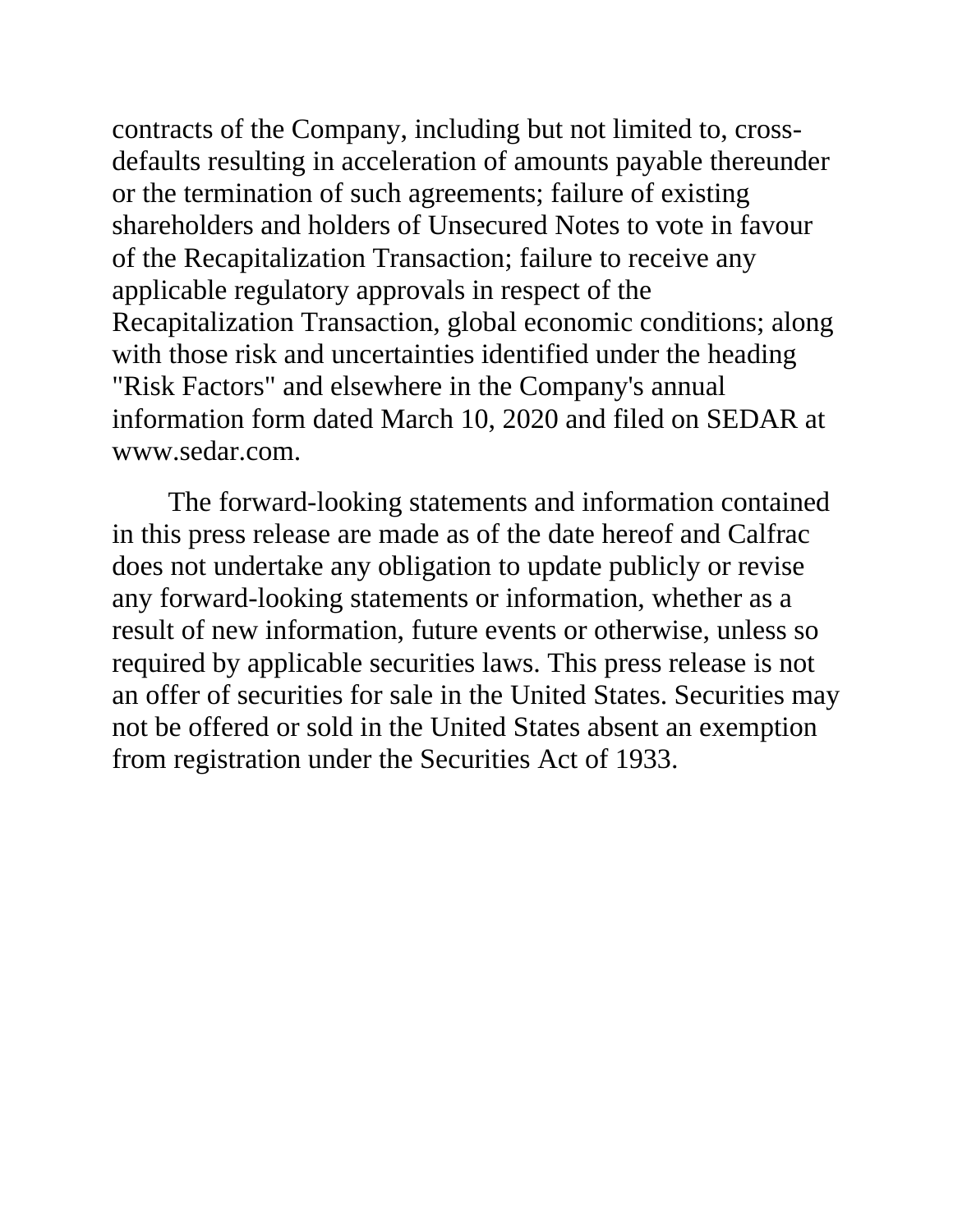contracts of the Company, including but not limited to, cross-defaults resulting in acceleration of amounts payable thereunder or the termination of such agreements; failure of existing shareholders and holders of Unsecured Notes to vote in favour of the Recapitalization Transaction; failure to receive any applicable regulatory approvals in respect of the Recapitalization Transaction, global economic conditions; along with those risk and uncertainties identified under the heading "Risk Factors" and elsewhere in the Company's annual information form dated March 10, 2020 and filed on SEDAR at www.sedar.com.

The forward-looking statements and information contained in this press release are made as of the date hereof and Calfrac does not undertake any obligation to update publicly or revise any forward-looking statements or information, whether as a result of new information, future events or otherwise, unless so required by applicable securities laws. This press release is not an offer of securities for sale in the United States. Securities may not be offered or sold in the United States absent an exemption from registration under the Securities Act of 1933.